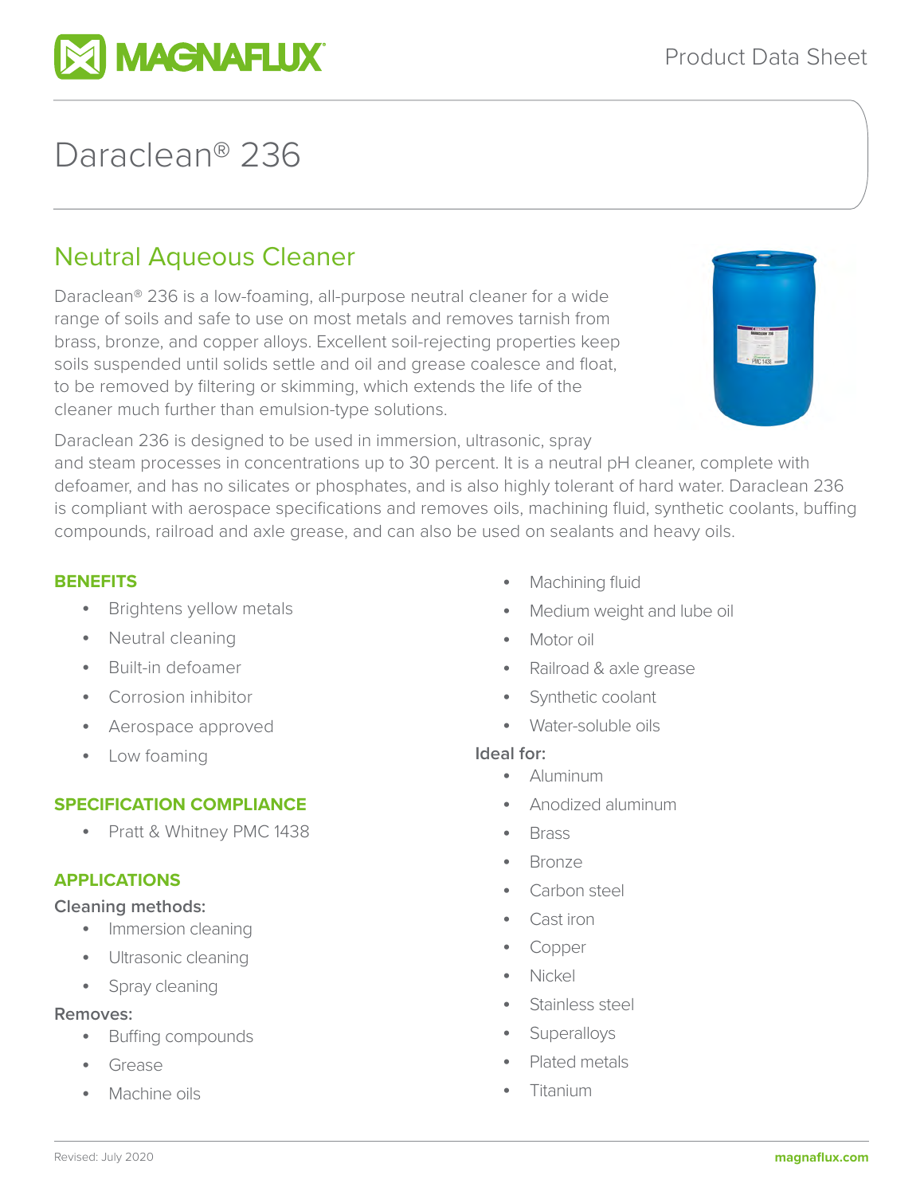# Daraclean® 236

## Neutral Aqueous Cleaner

Daraclean® 236 is a low-foaming, all-purpose neutral cleaner for a wide range of soils and safe to use on most metals and removes tarnish from brass, bronze, and copper alloys. Excellent soil-rejecting properties keep soils suspended until solids settle and oil and grease coalesce and float, to be removed by filtering or skimming, which extends the life of the cleaner much further than emulsion-type solutions.

Daraclean 236 is designed to be used in immersion, ultrasonic, spray and steam processes in concentrations up to 30 percent. It is a neutral pH cleaner, complete with defoamer, and has no silicates or phosphates, and is also highly tolerant of hard water. Daraclean 236 is compliant with aerospace specifications and removes oils, machining fluid, synthetic coolants, buffing compounds, railroad and axle grease, and can also be used on sealants and heavy oils.

### BENEFITS

- Brightens yellow metals
- Neutral cleaning
- Built-in defoamer
- Corrosion inhibitor
- Aerospace approved
- Low foaming

### SPECIFICATION COMPLIANCE

- Pratt & Whitney PMC 1438

### APPLICATIONS

**Cleaning methods:**

- Immersion cleaning
- Ultrasonic cleaning
- Spray cleaning

**Removes:**

- Buffing compounds
- Grease
- Machine oils
- Machining fluid
- Medium weight and lube oil
- Motor oil
- Railroad & axle grease
- Synthetic coolant
- Water-soluble oils

**Ideal for:**

- Aluminum
- Anodized aluminum
- Brass
- Bronze
- Carbon steel
- Cast iron
- Copper
- Nickel
- Stainless steel
- Superalloys
- Plated metals
- Titanium

Revised: July 2020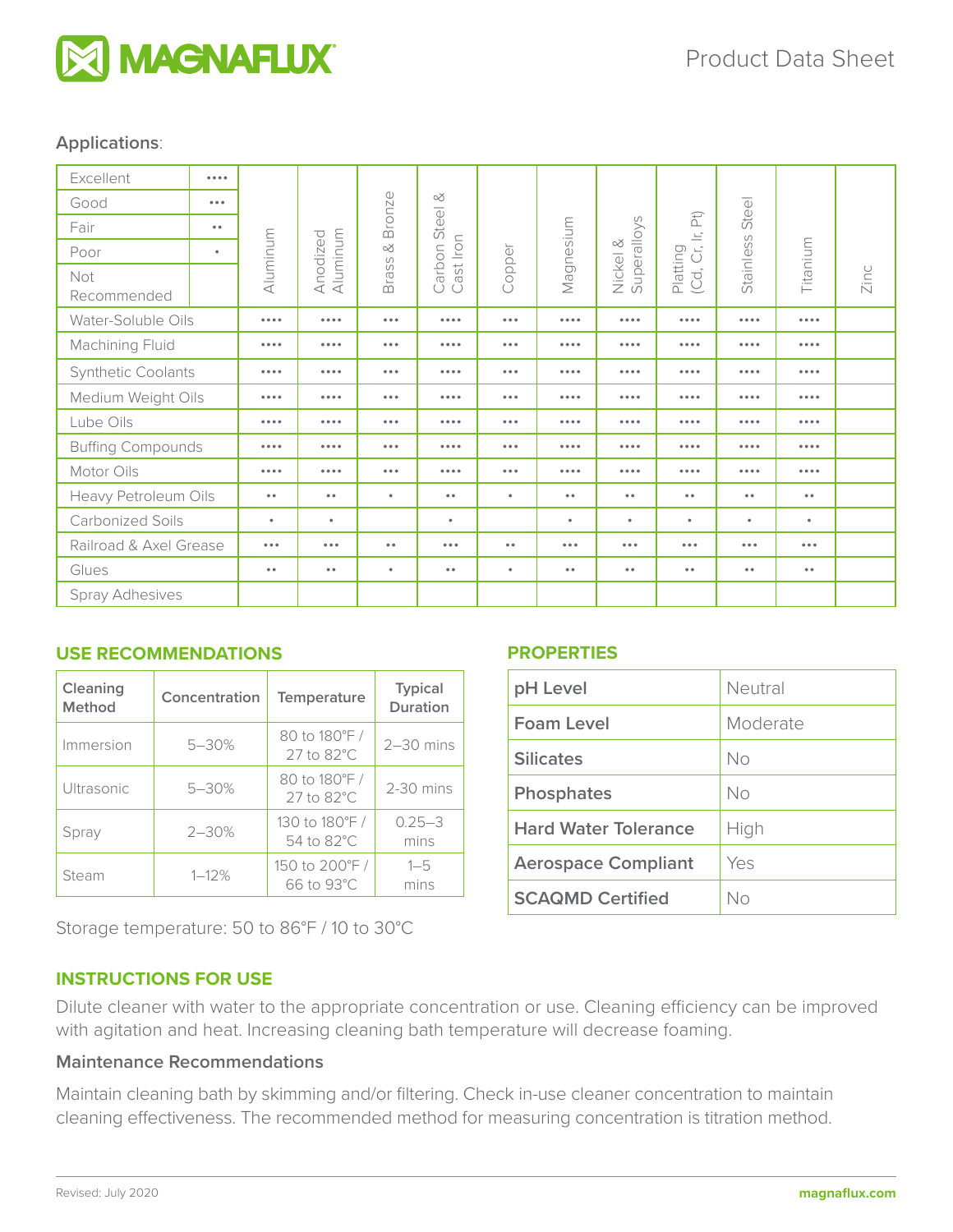Applications:

| Excellent •••• / Good ••• / Fair •• / Poor • / Not Recommended | Aluminum | Anodized Aluminum | Brass & Bronze | Carbon Steel & Cast Iron | Copper | Magnesium | Nickel & Superalloys | Platting (Cd, Cr, Ir, Pt) | Stainless Steel | Titanium | Zinc |
|---|---|---|---|---|---|---|---|---|---|---|---|
| Water-Soluble Oils | •••• | •••• | ••• | •••• | ••• | •••• | •••• | •••• | •••• | •••• | |
| Machining Fluid | •••• | •••• | ••• | •••• | ••• | •••• | •••• | •••• | •••• | •••• | |
| Synthetic Coolants | •••• | •••• | ••• | •••• | ••• | •••• | •••• | •••• | •••• | •••• | |
| Medium Weight Oils | •••• | •••• | ••• | •••• | ••• | •••• | •••• | •••• | •••• | •••• | |
| Lube Oils | •••• | •••• | ••• | •••• | ••• | •••• | •••• | •••• | •••• | •••• | |
| Buffing Compounds | •••• | •••• | ••• | •••• | ••• | •••• | •••• | •••• | •••• | •••• | |
| Motor Oils | •••• | •••• | ••• | •••• | ••• | •••• | •••• | •••• | •••• | •••• | |
| Heavy Petroleum Oils | •• | •• | • | •• | • | •• | •• | •• | •• | •• | |
| Carbonized Soils | • | • | | • | | • | • | • | • | • | |
| Railroad & Axel Grease | ••• | ••• | •• | ••• | •• | ••• | ••• | ••• | ••• | ••• | |
| Glues | •• | •• | • | •• | • | •• | •• | •• | •• | •• | |
| Spray Adhesives | | | | | | | | | | | |

## USE RECOMMENDATIONS

| Cleaning Method | Concentration | Temperature | Typical Duration |
|---|---|---|---|
| Immersion | 5–30% | 80 to 180°F / 27 to 82°C | 2–30 mins |
| Ultrasonic | 5–30% | 80 to 180°F / 27 to 82°C | 2-30 mins |
| Spray | 2–30% | 130 to 180°F / 54 to 82°C | 0.25–3 mins |
| Steam | 1–12% | 150 to 200°F / 66 to 93°C | 1–5 mins |

Storage temperature: 50 to 86°F / 10 to 30°C

## PROPERTIES

| | |
|---|---|
| **pH Level** | Neutral |
| **Foam Level** | Moderate |
| **Silicates** | No |
| **Phosphates** | No |
| **Hard Water Tolerance** | High |
| **Aerospace Compliant** | Yes |
| **SCAQMD Certified** | No |

## INSTRUCTIONS FOR USE

Dilute cleaner with water to the appropriate concentration or use. Cleaning efficiency can be improved with agitation and heat. Increasing cleaning bath temperature will decrease foaming.

### Maintenance Recommendations

Maintain cleaning bath by skimming and/or filtering. Check in-use cleaner concentration to maintain cleaning effectiveness. The recommended method for measuring concentration is titration method.

Revised: July 2020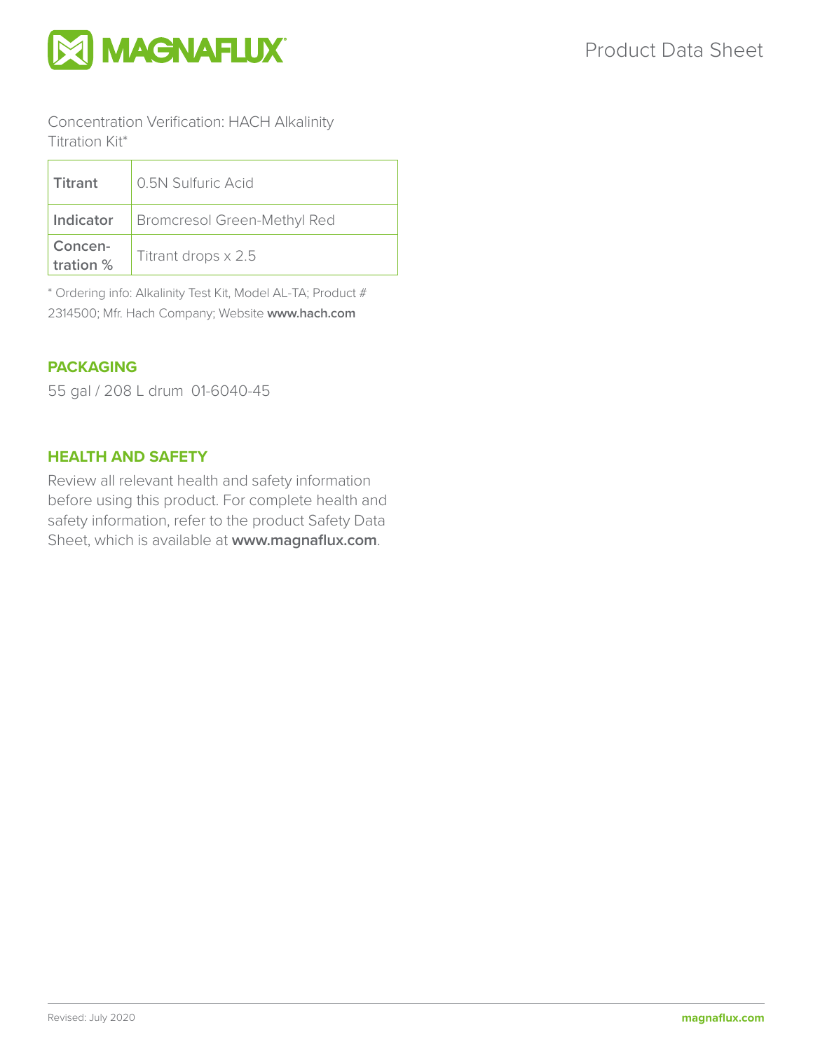Concentration Verification: HACH Alkalinity Titration Kit*

| | |
|---|---|
| **Titrant** | 0.5N Sulfuric Acid |
| **Indicator** | Bromcresol Green-Methyl Red |
| **Concentration %** | Titrant drops x 2.5 |

* Ordering info: Alkalinity Test Kit, Model AL-TA; Product # 2314500; Mfr. Hach Company; Website **www.hach.com**

## PACKAGING

55 gal / 208 L drum 01-6040-45

## HEALTH AND SAFETY

Review all relevant health and safety information before using this product. For complete health and safety information, refer to the product Safety Data Sheet, which is available at **www.magnaflux.com**.

Revised: July 2020